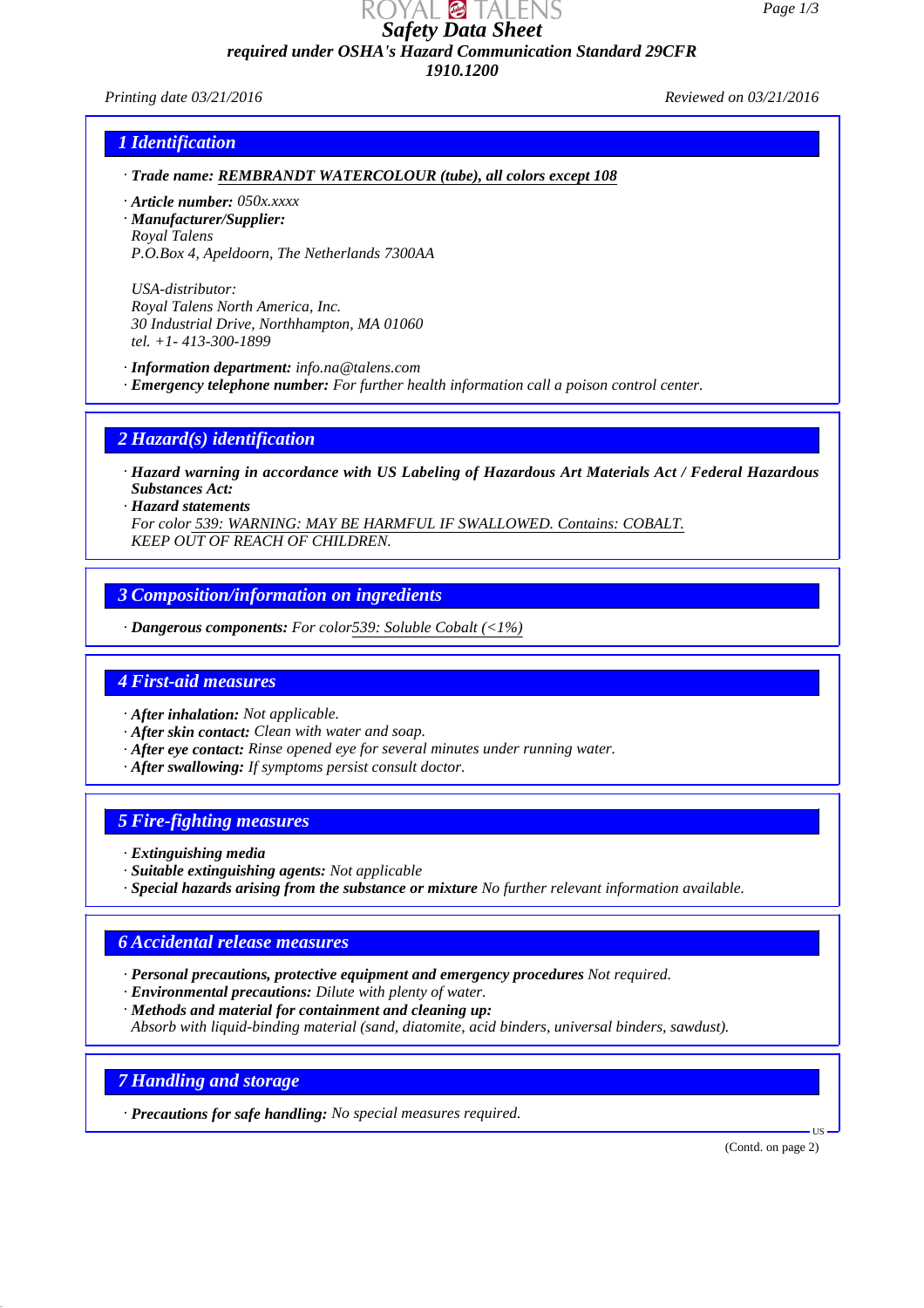# Safety Data Sheet

**required under OSHA's Hazard Communication Standard 29CFR 1910.1200**

*Printing date 03/21/2016* *Reviewed on 03/21/2016*

## 1 Identification

· **Trade name: REMBRANDT WATERCOLOUR (tube), all colors except 108**

· **Article number:** 050x.xxxx
· **Manufacturer/Supplier:**
Royal Talens
P.O.Box 4, Apeldoorn, The Netherlands 7300AA

USA-distributor:
Royal Talens North America, Inc.
30 Industrial Drive, Northhampton, MA 01060
tel. +1- 413-300-1899

· **Information department:** info.na@talens.com
· **Emergency telephone number:** For further health information call a poison control center.

## 2 Hazard(s) identification

· **Hazard warning in accordance with US Labeling of Hazardous Art Materials Act / Federal Hazardous Substances Act:**
· **Hazard statements**
For color 539: WARNING: MAY BE HARMFUL IF SWALLOWED. Contains: COBALT.
KEEP OUT OF REACH OF CHILDREN.

## 3 Composition/information on ingredients

· **Dangerous components:** For color539: Soluble Cobalt (<1%)

## 4 First-aid measures

· **After inhalation:** Not applicable.
· **After skin contact:** Clean with water and soap.
· **After eye contact:** Rinse opened eye for several minutes under running water.
· **After swallowing:** If symptoms persist consult doctor.

## 5 Fire-fighting measures

· **Extinguishing media**
· **Suitable extinguishing agents:** Not applicable
· **Special hazards arising from the substance or mixture** No further relevant information available.

## 6 Accidental release measures

· **Personal precautions, protective equipment and emergency procedures** Not required.
· **Environmental precautions:** Dilute with plenty of water.
· **Methods and material for containment and cleaning up:**
Absorb with liquid-binding material (sand, diatomite, acid binders, universal binders, sawdust).

## 7 Handling and storage

· **Precautions for safe handling:** No special measures required.

(Contd. on page 2)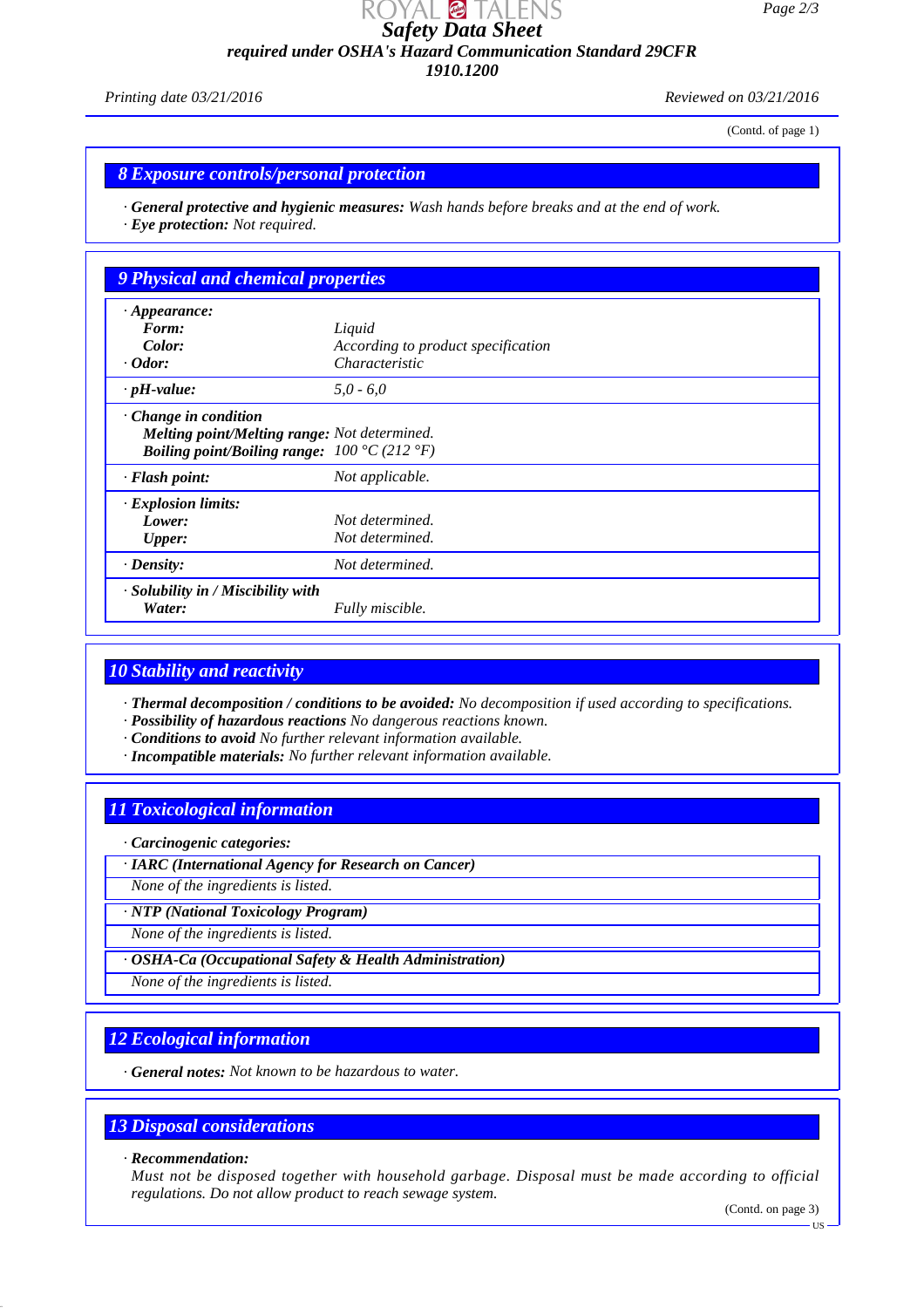(Contd. of page 1)

## 8 Exposure controls/personal protection

· **General protective and hygienic measures:** *Wash hands before breaks and at the end of work.*
· **Eye protection:** *Not required.*

## 9 Physical and chemical properties

| | |
|---|---|
| · **Appearance:** | |
| **Form:** | *Liquid* |
| **Color:** | *According to product specification* |
| · **Odor:** | *Characteristic* |
| · **pH-value:** | *5,0 - 6,0* |
| · **Change in condition** | |
| **Melting point/Melting range:** | *Not determined.* |
| **Boiling point/Boiling range:** | *100 °C (212 °F)* |
| · **Flash point:** | *Not applicable.* |
| · **Explosion limits:** | |
| **Lower:** | *Not determined.* |
| **Upper:** | *Not determined.* |
| · **Density:** | *Not determined.* |
| · **Solubility in / Miscibility with** | |
| **Water:** | *Fully miscible.* |

## 10 Stability and reactivity

· **Thermal decomposition / conditions to be avoided:** *No decomposition if used according to specifications.*
· **Possibility of hazardous reactions** *No dangerous reactions known.*
· **Conditions to avoid** *No further relevant information available.*
· **Incompatible materials:** *No further relevant information available.*

## 11 Toxicological information

· **Carcinogenic categories:**

· **IARC (International Agency for Research on Cancer)**
*None of the ingredients is listed.*

· **NTP (National Toxicology Program)**
*None of the ingredients is listed.*

· **OSHA-Ca (Occupational Safety & Health Administration)**
*None of the ingredients is listed.*

## 12 Ecological information

· **General notes:** *Not known to be hazardous to water.*

## 13 Disposal considerations

· **Recommendation:**
*Must not be disposed together with household garbage. Disposal must be made according to official regulations. Do not allow product to reach sewage system.*

(Contd. on page 3)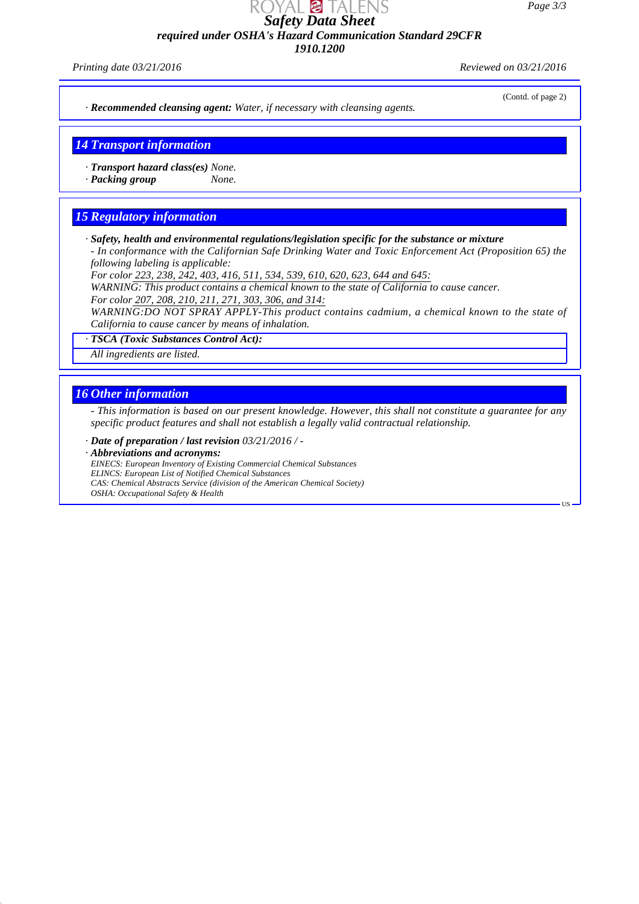(Contd. of page 2)

· **Recommended cleansing agent:** Water, if necessary with cleansing agents.

## 14 Transport information

· **Transport hazard class(es)** None.
· **Packing group** None.

## 15 Regulatory information

· **Safety, health and environmental regulations/legislation specific for the substance or mixture**
- In conformance with the Californian Safe Drinking Water and Toxic Enforcement Act (Proposition 65) the following labeling is applicable:
For color 223, 238, 242, 403, 416, 511, 534, 539, 610, 620, 623, 644 and 645:
WARNING: This product contains a chemical known to the state of California to cause cancer.
For color 207, 208, 210, 211, 271, 303, 306, and 314:
WARNING:DO NOT SPRAY APPLY-This product contains cadmium, a chemical known to the state of California to cause cancer by means of inhalation.

· **TSCA (Toxic Substances Control Act):**
All ingredients are listed.

## 16 Other information

- This information is based on our present knowledge. However, this shall not constitute a guarantee for any specific product features and shall not establish a legally valid contractual relationship.

· **Date of preparation / last revision** 03/21/2016 / -
· **Abbreviations and acronyms:**
EINECS: European Inventory of Existing Commercial Chemical Substances
ELINCS: European List of Notified Chemical Substances
CAS: Chemical Abstracts Service (division of the American Chemical Society)
OSHA: Occupational Safety & Health